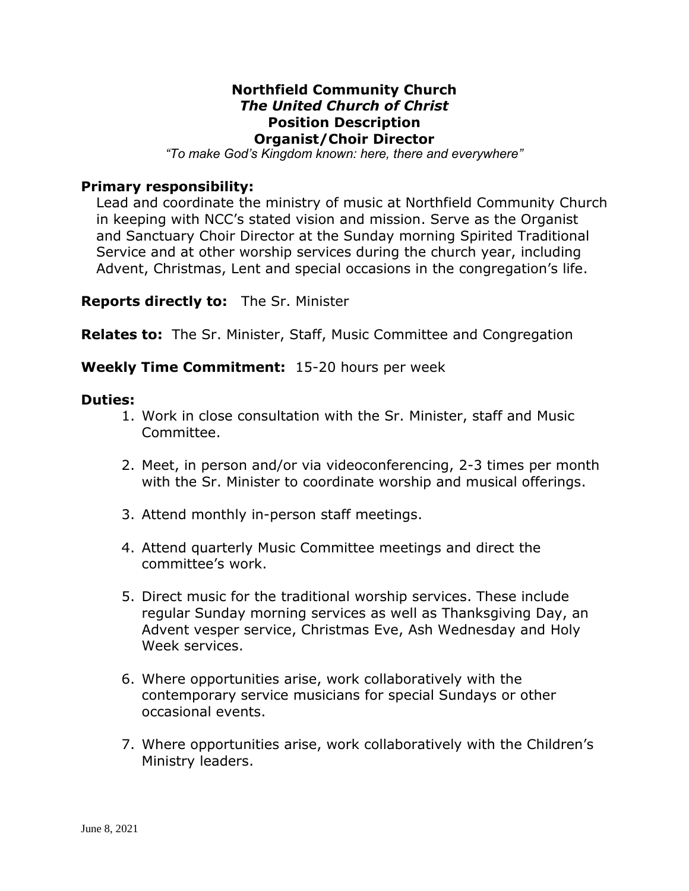# Northfield Community Church

## *The United Church of Christ*

## Position Description

## Organist/Choir Director

*"To make God's Kingdom known: here, there and everywhere"*

**Primary responsibility:**

Lead and coordinate the ministry of music at Northfield Community Church in keeping with NCC's stated vision and mission. Serve as the Organist and Sanctuary Choir Director at the Sunday morning Spirited Traditional Service and at other worship services during the church year, including Advent, Christmas, Lent and special occasions in the congregation's life.

**Reports directly to:** The Sr. Minister

**Relates to:** The Sr. Minister, Staff, Music Committee and Congregation

**Weekly Time Commitment:** 15-20 hours per week

**Duties:**

1. Work in close consultation with the Sr. Minister, staff and Music Committee.

2. Meet, in person and/or via videoconferencing, 2-3 times per month with the Sr. Minister to coordinate worship and musical offerings.

3. Attend monthly in-person staff meetings.

4. Attend quarterly Music Committee meetings and direct the committee's work.

5. Direct music for the traditional worship services. These include regular Sunday morning services as well as Thanksgiving Day, an Advent vesper service, Christmas Eve, Ash Wednesday and Holy Week services.

6. Where opportunities arise, work collaboratively with the contemporary service musicians for special Sundays or other occasional events.

7. Where opportunities arise, work collaboratively with the Children's Ministry leaders.

June 8, 2021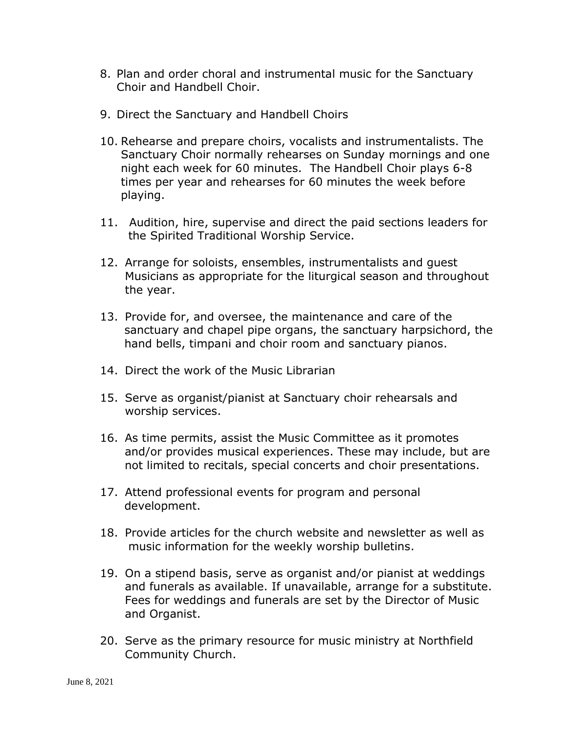8. Plan and order choral and instrumental music for the Sanctuary Choir and Handbell Choir.

9. Direct the Sanctuary and Handbell Choirs

10. Rehearse and prepare choirs, vocalists and instrumentalists. The Sanctuary Choir normally rehearses on Sunday mornings and one night each week for 60 minutes. The Handbell Choir plays 6-8 times per year and rehearses for 60 minutes the week before playing.

11. Audition, hire, supervise and direct the paid sections leaders for the Spirited Traditional Worship Service.

12. Arrange for soloists, ensembles, instrumentalists and guest Musicians as appropriate for the liturgical season and throughout the year.

13. Provide for, and oversee, the maintenance and care of the sanctuary and chapel pipe organs, the sanctuary harpsichord, the hand bells, timpani and choir room and sanctuary pianos.

14. Direct the work of the Music Librarian

15. Serve as organist/pianist at Sanctuary choir rehearsals and worship services.

16. As time permits, assist the Music Committee as it promotes and/or provides musical experiences. These may include, but are not limited to recitals, special concerts and choir presentations.

17. Attend professional events for program and personal development.

18. Provide articles for the church website and newsletter as well as music information for the weekly worship bulletins.

19. On a stipend basis, serve as organist and/or pianist at weddings and funerals as available. If unavailable, arrange for a substitute. Fees for weddings and funerals are set by the Director of Music and Organist.

20. Serve as the primary resource for music ministry at Northfield Community Church.

June 8, 2021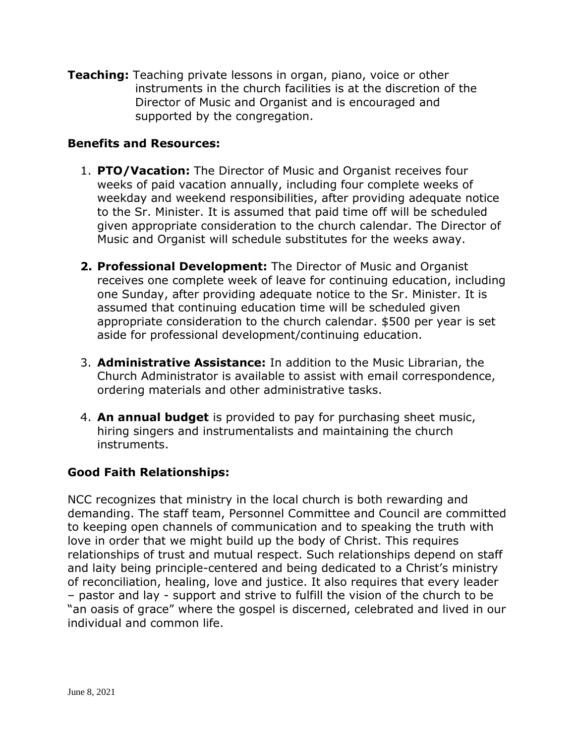**Teaching:** Teaching private lessons in organ, piano, voice or other instruments in the church facilities is at the discretion of the Director of Music and Organist and is encouraged and supported by the congregation.

**Benefits and Resources:**

1. **PTO/Vacation:** The Director of Music and Organist receives four weeks of paid vacation annually, including four complete weeks of weekday and weekend responsibilities, after providing adequate notice to the Sr. Minister. It is assumed that paid time off will be scheduled given appropriate consideration to the church calendar. The Director of Music and Organist will schedule substitutes for the weeks away.

2. **Professional Development:** The Director of Music and Organist receives one complete week of leave for continuing education, including one Sunday, after providing adequate notice to the Sr. Minister. It is assumed that continuing education time will be scheduled given appropriate consideration to the church calendar. $500 per year is set aside for professional development/continuing education.

3. **Administrative Assistance:** In addition to the Music Librarian, the Church Administrator is available to assist with email correspondence, ordering materials and other administrative tasks.

4. **An annual budget** is provided to pay for purchasing sheet music, hiring singers and instrumentalists and maintaining the church instruments.

**Good Faith Relationships:**

NCC recognizes that ministry in the local church is both rewarding and demanding. The staff team, Personnel Committee and Council are committed to keeping open channels of communication and to speaking the truth with love in order that we might build up the body of Christ. This requires relationships of trust and mutual respect. Such relationships depend on staff and laity being principle-centered and being dedicated to a Christ's ministry of reconciliation, healing, love and justice. It also requires that every leader – pastor and lay - support and strive to fulfill the vision of the church to be "an oasis of grace" where the gospel is discerned, celebrated and lived in our individual and common life.

June 8, 2021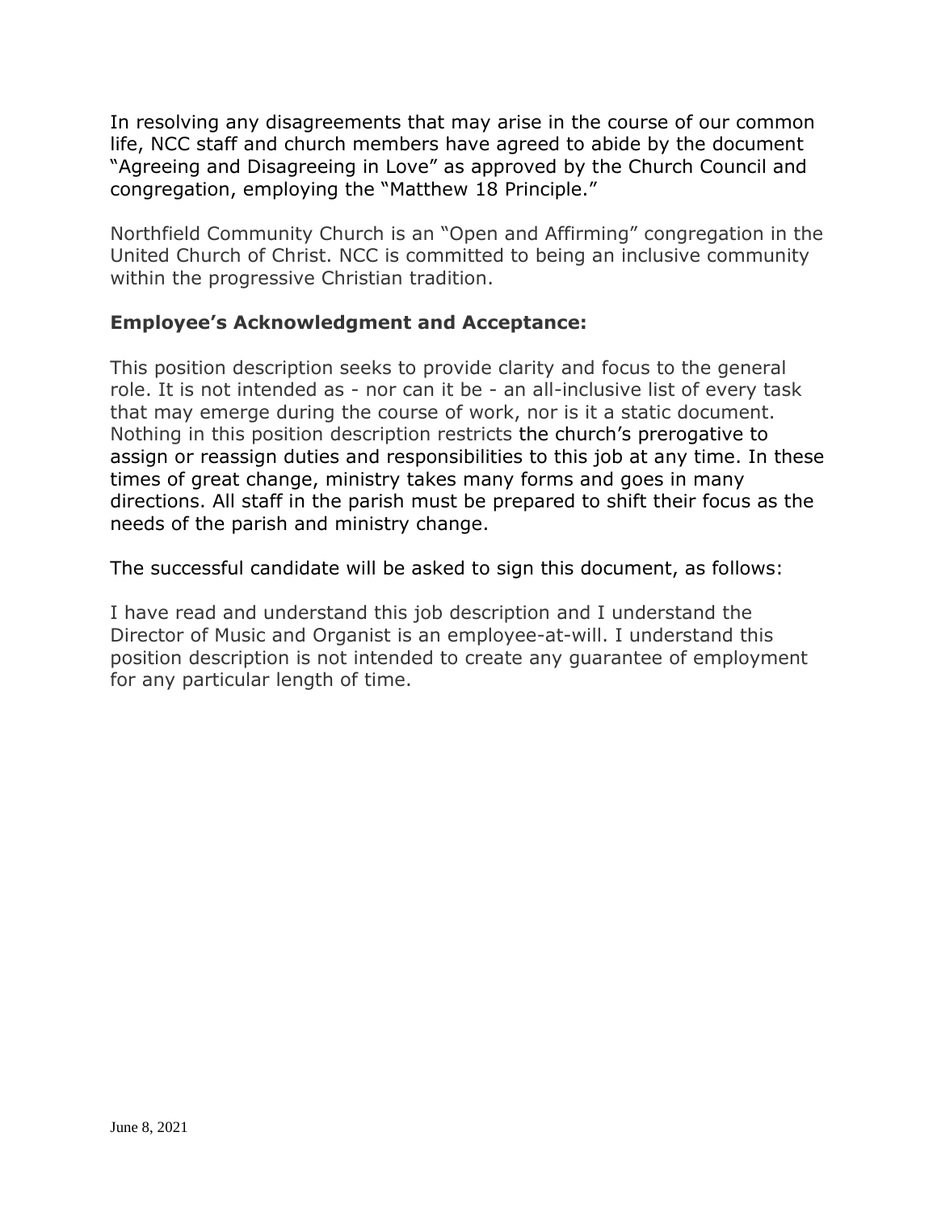In resolving any disagreements that may arise in the course of our common life, NCC staff and church members have agreed to abide by the document "Agreeing and Disagreeing in Love" as approved by the Church Council and congregation, employing the "Matthew 18 Principle."

Northfield Community Church is an "Open and Affirming" congregation in the United Church of Christ. NCC is committed to being an inclusive community within the progressive Christian tradition.

### Employee's Acknowledgment and Acceptance:

This position description seeks to provide clarity and focus to the general role. It is not intended as - nor can it be - an all-inclusive list of every task that may emerge during the course of work, nor is it a static document. Nothing in this position description restricts the church's prerogative to assign or reassign duties and responsibilities to this job at any time. In these times of great change, ministry takes many forms and goes in many directions. All staff in the parish must be prepared to shift their focus as the needs of the parish and ministry change.

The successful candidate will be asked to sign this document, as follows:

I have read and understand this job description and I understand the Director of Music and Organist is an employee-at-will. I understand this position description is not intended to create any guarantee of employment for any particular length of time.

June 8, 2021